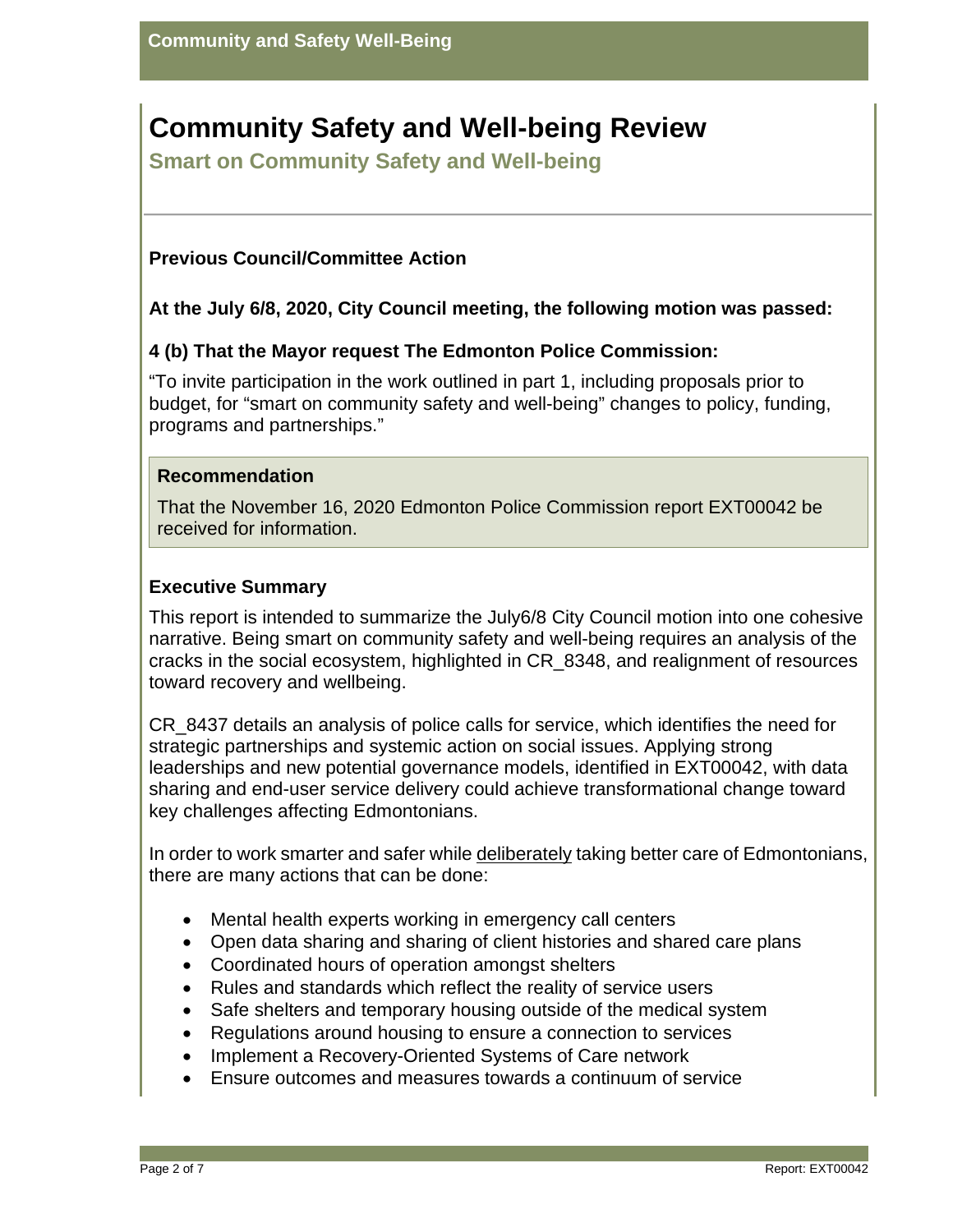# Community Safety and Well-being Review

## Smart on Community Safety and Well-being

### Previous Council/Committee Action

**At the July 6/8, 2020, City Council meeting, the following motion was passed:**

**4 (b) That the Mayor request The Edmonton Police Commission:**

"To invite participation in the work outlined in part 1, including proposals prior to budget, for "smart on community safety and well-being" changes to policy, funding, programs and partnerships."

### Recommendation

That the November 16, 2020 Edmonton Police Commission report EXT00042 be received for information.

### Executive Summary

This report is intended to summarize the July6/8 City Council motion into one cohesive narrative. Being smart on community safety and well-being requires an analysis of the cracks in the social ecosystem, highlighted in CR_8348, and realignment of resources toward recovery and wellbeing.

CR_8437 details an analysis of police calls for service, which identifies the need for strategic partnerships and systemic action on social issues. Applying strong leaderships and new potential governance models, identified in EXT00042, with data sharing and end-user service delivery could achieve transformational change toward key challenges affecting Edmontonians.

In order to work smarter and safer while deliberately taking better care of Edmontonians, there are many actions that can be done:

- Mental health experts working in emergency call centers
- Open data sharing and sharing of client histories and shared care plans
- Coordinated hours of operation amongst shelters
- Rules and standards which reflect the reality of service users
- Safe shelters and temporary housing outside of the medical system
- Regulations around housing to ensure a connection to services
- Implement a Recovery-Oriented Systems of Care network
- Ensure outcomes and measures towards a continuum of service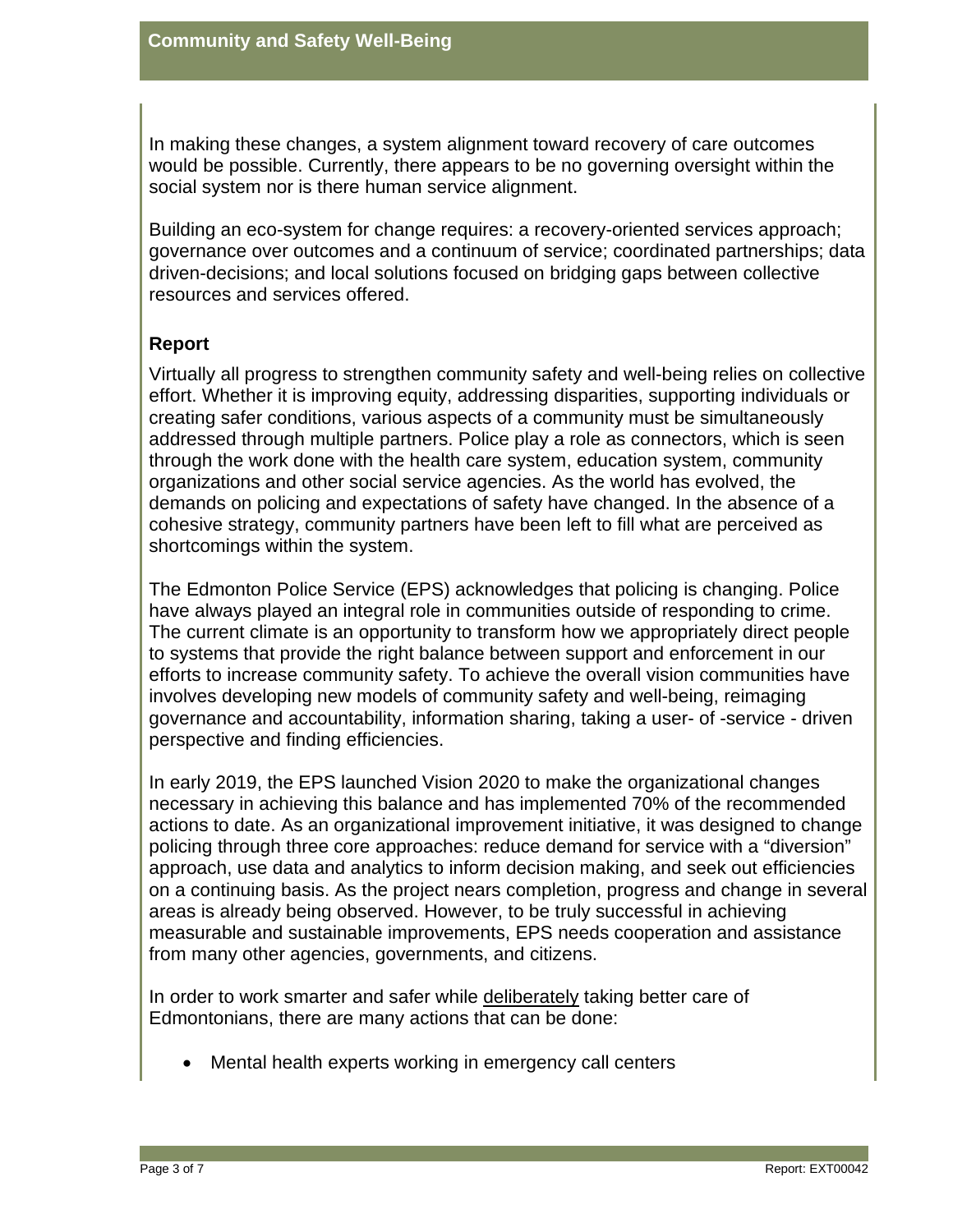In making these changes, a system alignment toward recovery of care outcomes would be possible. Currently, there appears to be no governing oversight within the social system nor is there human service alignment.

Building an eco-system for change requires: a recovery-oriented services approach; governance over outcomes and a continuum of service; coordinated partnerships; data driven-decisions; and local solutions focused on bridging gaps between collective resources and services offered.

## Report

Virtually all progress to strengthen community safety and well-being relies on collective effort. Whether it is improving equity, addressing disparities, supporting individuals or creating safer conditions, various aspects of a community must be simultaneously addressed through multiple partners. Police play a role as connectors, which is seen through the work done with the health care system, education system, community organizations and other social service agencies. As the world has evolved, the demands on policing and expectations of safety have changed. In the absence of a cohesive strategy, community partners have been left to fill what are perceived as shortcomings within the system.

The Edmonton Police Service (EPS) acknowledges that policing is changing. Police have always played an integral role in communities outside of responding to crime. The current climate is an opportunity to transform how we appropriately direct people to systems that provide the right balance between support and enforcement in our efforts to increase community safety. To achieve the overall vision communities have involves developing new models of community safety and well-being, reimaging governance and accountability, information sharing, taking a user- of -service - driven perspective and finding efficiencies.

In early 2019, the EPS launched Vision 2020 to make the organizational changes necessary in achieving this balance and has implemented 70% of the recommended actions to date. As an organizational improvement initiative, it was designed to change policing through three core approaches: reduce demand for service with a "diversion" approach, use data and analytics to inform decision making, and seek out efficiencies on a continuing basis. As the project nears completion, progress and change in several areas is already being observed. However, to be truly successful in achieving measurable and sustainable improvements, EPS needs cooperation and assistance from many other agencies, governments, and citizens.

In order to work smarter and safer while deliberately taking better care of Edmontonians, there are many actions that can be done:

- Mental health experts working in emergency call centers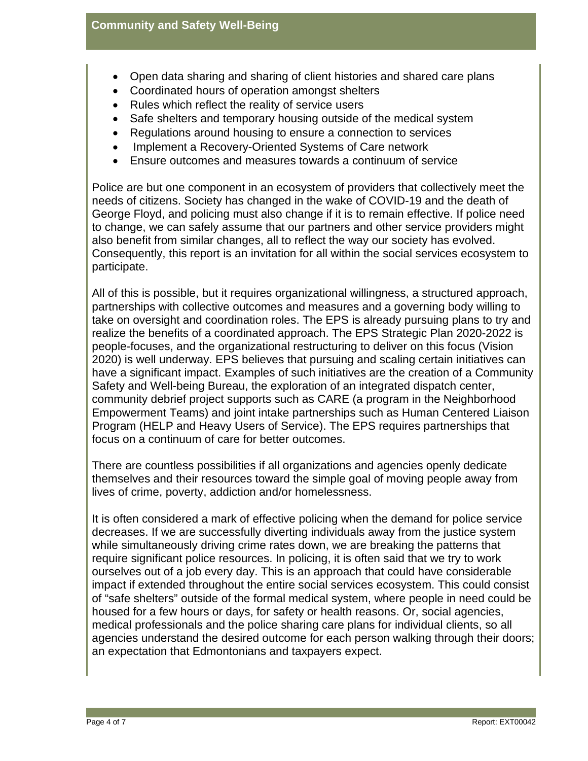- Open data sharing and sharing of client histories and shared care plans
- Coordinated hours of operation amongst shelters
- Rules which reflect the reality of service users
- Safe shelters and temporary housing outside of the medical system
- Regulations around housing to ensure a connection to services
- Implement a Recovery-Oriented Systems of Care network
- Ensure outcomes and measures towards a continuum of service

Police are but one component in an ecosystem of providers that collectively meet the needs of citizens. Society has changed in the wake of COVID-19 and the death of George Floyd, and policing must also change if it is to remain effective. If police need to change, we can safely assume that our partners and other service providers might also benefit from similar changes, all to reflect the way our society has evolved. Consequently, this report is an invitation for all within the social services ecosystem to participate.

All of this is possible, but it requires organizational willingness, a structured approach, partnerships with collective outcomes and measures and a governing body willing to take on oversight and coordination roles. The EPS is already pursuing plans to try and realize the benefits of a coordinated approach. The EPS Strategic Plan 2020-2022 is people-focuses, and the organizational restructuring to deliver on this focus (Vision 2020) is well underway. EPS believes that pursuing and scaling certain initiatives can have a significant impact. Examples of such initiatives are the creation of a Community Safety and Well-being Bureau, the exploration of an integrated dispatch center, community debrief project supports such as CARE (a program in the Neighborhood Empowerment Teams) and joint intake partnerships such as Human Centered Liaison Program (HELP and Heavy Users of Service). The EPS requires partnerships that focus on a continuum of care for better outcomes.

There are countless possibilities if all organizations and agencies openly dedicate themselves and their resources toward the simple goal of moving people away from lives of crime, poverty, addiction and/or homelessness.

It is often considered a mark of effective policing when the demand for police service decreases. If we are successfully diverting individuals away from the justice system while simultaneously driving crime rates down, we are breaking the patterns that require significant police resources. In policing, it is often said that we try to work ourselves out of a job every day. This is an approach that could have considerable impact if extended throughout the entire social services ecosystem. This could consist of "safe shelters" outside of the formal medical system, where people in need could be housed for a few hours or days, for safety or health reasons. Or, social agencies, medical professionals and the police sharing care plans for individual clients, so all agencies understand the desired outcome for each person walking through their doors; an expectation that Edmontonians and taxpayers expect.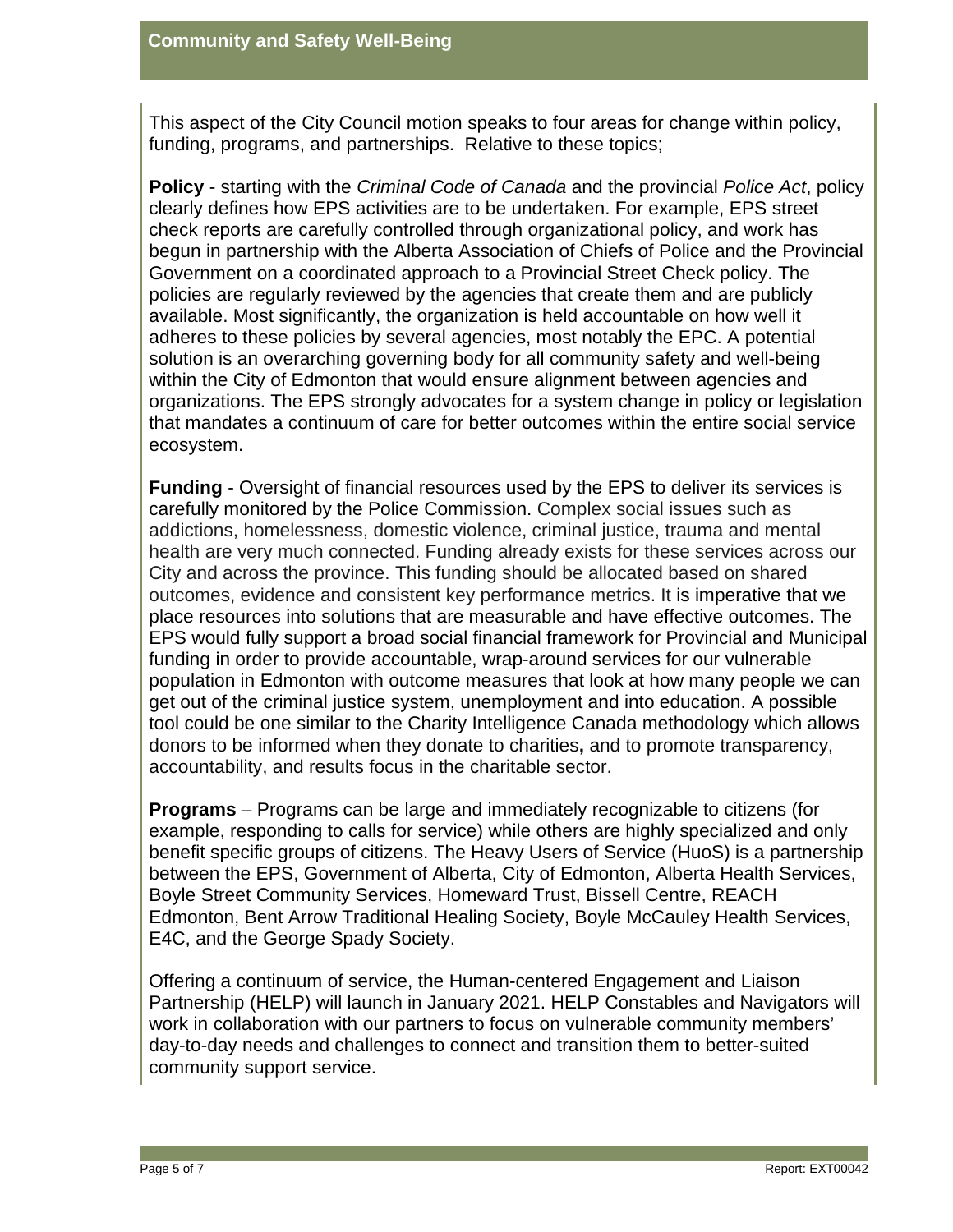## Community and Safety Well-Being

This aspect of the City Council motion speaks to four areas for change within policy, funding, programs, and partnerships. Relative to these topics;

**Policy** - starting with the *Criminal Code of Canada* and the provincial *Police Act*, policy clearly defines how EPS activities are to be undertaken. For example, EPS street check reports are carefully controlled through organizational policy, and work has begun in partnership with the Alberta Association of Chiefs of Police and the Provincial Government on a coordinated approach to a Provincial Street Check policy. The policies are regularly reviewed by the agencies that create them and are publicly available. Most significantly, the organization is held accountable on how well it adheres to these policies by several agencies, most notably the EPC. A potential solution is an overarching governing body for all community safety and well-being within the City of Edmonton that would ensure alignment between agencies and organizations. The EPS strongly advocates for a system change in policy or legislation that mandates a continuum of care for better outcomes within the entire social service ecosystem.

**Funding** - Oversight of financial resources used by the EPS to deliver its services is carefully monitored by the Police Commission. Complex social issues such as addictions, homelessness, domestic violence, criminal justice, trauma and mental health are very much connected. Funding already exists for these services across our City and across the province. This funding should be allocated based on shared outcomes, evidence and consistent key performance metrics. It is imperative that we place resources into solutions that are measurable and have effective outcomes. The EPS would fully support a broad social financial framework for Provincial and Municipal funding in order to provide accountable, wrap-around services for our vulnerable population in Edmonton with outcome measures that look at how many people we can get out of the criminal justice system, unemployment and into education. A possible tool could be one similar to the Charity Intelligence Canada methodology which allows donors to be informed when they donate to charities**,** and to promote transparency, accountability, and results focus in the charitable sector.

**Programs** – Programs can be large and immediately recognizable to citizens (for example, responding to calls for service) while others are highly specialized and only benefit specific groups of citizens. The Heavy Users of Service (HuoS) is a partnership between the EPS, Government of Alberta, City of Edmonton, Alberta Health Services, Boyle Street Community Services, Homeward Trust, Bissell Centre, REACH Edmonton, Bent Arrow Traditional Healing Society, Boyle McCauley Health Services, E4C, and the George Spady Society.

Offering a continuum of service, the Human-centered Engagement and Liaison Partnership (HELP) will launch in January 2021. HELP Constables and Navigators will work in collaboration with our partners to focus on vulnerable community members' day-to-day needs and challenges to connect and transition them to better-suited community support service.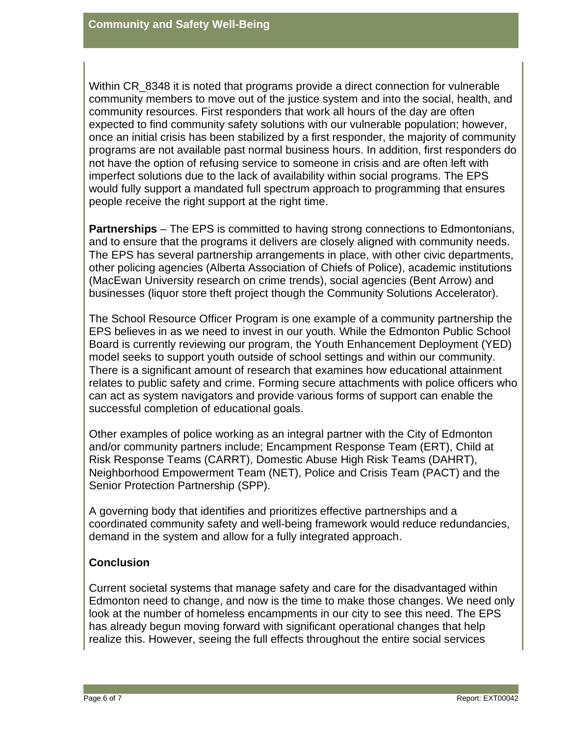Within CR_8348 it is noted that programs provide a direct connection for vulnerable community members to move out of the justice system and into the social, health, and community resources. First responders that work all hours of the day are often expected to find community safety solutions with our vulnerable population; however, once an initial crisis has been stabilized by a first responder, the majority of community programs are not available past normal business hours. In addition, first responders do not have the option of refusing service to someone in crisis and are often left with imperfect solutions due to the lack of availability within social programs. The EPS would fully support a mandated full spectrum approach to programming that ensures people receive the right support at the right time.

**Partnerships** – The EPS is committed to having strong connections to Edmontonians, and to ensure that the programs it delivers are closely aligned with community needs. The EPS has several partnership arrangements in place, with other civic departments, other policing agencies (Alberta Association of Chiefs of Police), academic institutions (MacEwan University research on crime trends), social agencies (Bent Arrow) and businesses (liquor store theft project though the Community Solutions Accelerator).

The School Resource Officer Program is one example of a community partnership the EPS believes in as we need to invest in our youth. While the Edmonton Public School Board is currently reviewing our program, the Youth Enhancement Deployment (YED) model seeks to support youth outside of school settings and within our community. There is a significant amount of research that examines how educational attainment relates to public safety and crime. Forming secure attachments with police officers who can act as system navigators and provide various forms of support can enable the successful completion of educational goals.

Other examples of police working as an integral partner with the City of Edmonton and/or community partners include; Encampment Response Team (ERT), Child at Risk Response Teams (CARRT), Domestic Abuse High Risk Teams (DAHRT), Neighborhood Empowerment Team (NET), Police and Crisis Team (PACT) and the Senior Protection Partnership (SPP).

A governing body that identifies and prioritizes effective partnerships and a coordinated community safety and well-being framework would reduce redundancies, demand in the system and allow for a fully integrated approach.

## Conclusion

Current societal systems that manage safety and care for the disadvantaged within Edmonton need to change, and now is the time to make those changes. We need only look at the number of homeless encampments in our city to see this need. The EPS has already begun moving forward with significant operational changes that help realize this. However, seeing the full effects throughout the entire social services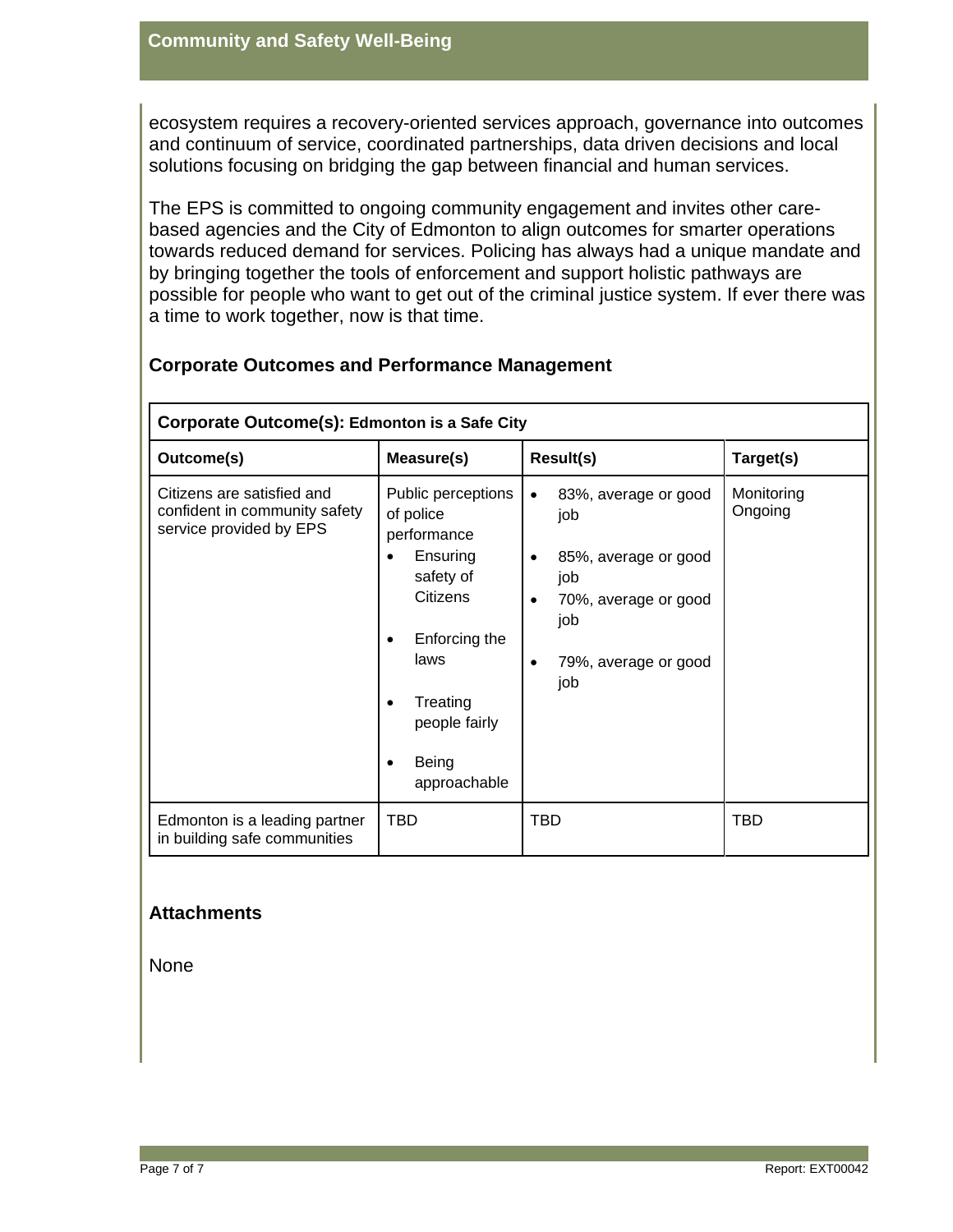ecosystem requires a recovery-oriented services approach, governance into outcomes and continuum of service, coordinated partnerships, data driven decisions and local solutions focusing on bridging the gap between financial and human services.

The EPS is committed to ongoing community engagement and invites other care-based agencies and the City of Edmonton to align outcomes for smarter operations towards reduced demand for services. Policing has always had a unique mandate and by bringing together the tools of enforcement and support holistic pathways are possible for people who want to get out of the criminal justice system. If ever there was a time to work together, now is that time.

## Corporate Outcomes and Performance Management

| **Corporate Outcome(s): Edmonton is a Safe City** | | | |
|---|---|---|---|
| **Outcome(s)** | **Measure(s)** | **Result(s)** | **Target(s)** |
| Citizens are satisfied and confident in community safety service provided by EPS | Public perceptions of police performance<br>• Ensuring safety of Citizens<br>• Enforcing the laws<br>• Treating people fairly<br>• Being approachable | • 83%, average or good job<br>• 85%, average or good job<br>• 70%, average or good job<br>• 79%, average or good job | Monitoring Ongoing |
| Edmonton is a leading partner in building safe communities | TBD | TBD | TBD |

## Attachments

None